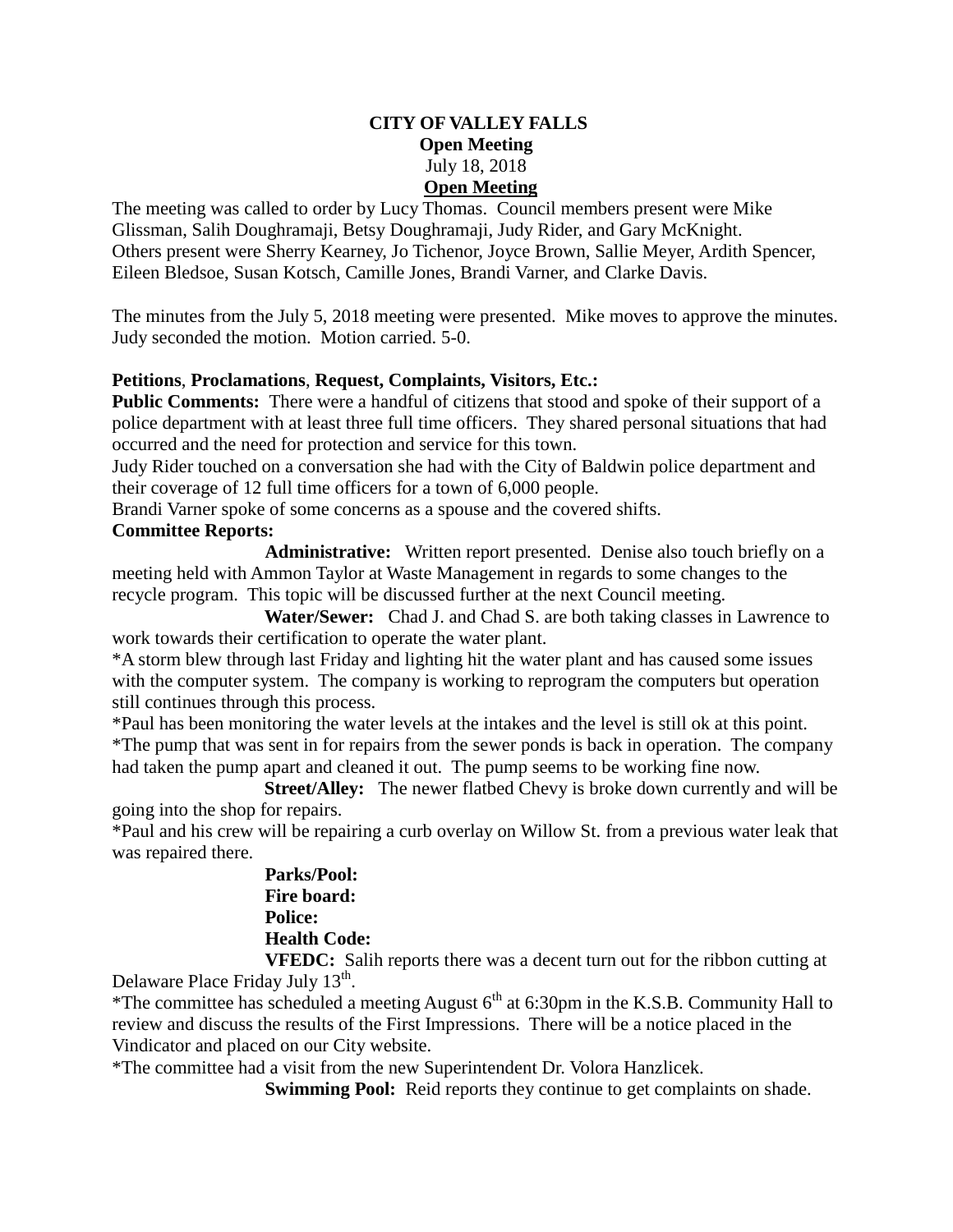**CITY OF VALLEY FALLS**
**Open Meeting**
July 18, 2018
**Open Meeting**

The meeting was called to order by Lucy Thomas. Council members present were Mike Glissman, Salih Doughramaji, Betsy Doughramaji, Judy Rider, and Gary McKnight. Others present were Sherry Kearney, Jo Tichenor, Joyce Brown, Sallie Meyer, Ardith Spencer, Eileen Bledsoe, Susan Kotsch, Camille Jones, Brandi Varner, and Clarke Davis.

The minutes from the July 5, 2018 meeting were presented. Mike moves to approve the minutes. Judy seconded the motion. Motion carried. 5-0.

**Petitions**, **Proclamations**, **Request, Complaints, Visitors, Etc.:**

**Public Comments:** There were a handful of citizens that stood and spoke of their support of a police department with at least three full time officers. They shared personal situations that had occurred and the need for protection and service for this town.

Judy Rider touched on a conversation she had with the City of Baldwin police department and their coverage of 12 full time officers for a town of 6,000 people.

Brandi Varner spoke of some concerns as a spouse and the covered shifts.

**Committee Reports:**

**Administrative:** Written report presented. Denise also touch briefly on a meeting held with Ammon Taylor at Waste Management in regards to some changes to the recycle program. This topic will be discussed further at the next Council meeting.

**Water/Sewer:** Chad J. and Chad S. are both taking classes in Lawrence to work towards their certification to operate the water plant.

*A storm blew through last Friday and lighting hit the water plant and has caused some issues with the computer system. The company is working to reprogram the computers but operation still continues through this process.

*Paul has been monitoring the water levels at the intakes and the level is still ok at this point.

*The pump that was sent in for repairs from the sewer ponds is back in operation. The company had taken the pump apart and cleaned it out. The pump seems to be working fine now.

**Street/Alley:** The newer flatbed Chevy is broke down currently and will be going into the shop for repairs.

*Paul and his crew will be repairing a curb overlay on Willow St. from a previous water leak that was repaired there.

**Parks/Pool:**

**Fire board:**

**Police:**

**Health Code:**

**VFEDC:** Salih reports there was a decent turn out for the ribbon cutting at Delaware Place Friday July 13th.

*The committee has scheduled a meeting August 6th at 6:30pm in the K.S.B. Community Hall to review and discuss the results of the First Impressions. There will be a notice placed in the Vindicator and placed on our City website.

*The committee had a visit from the new Superintendent Dr. Volora Hanzlicek.

**Swimming Pool:** Reid reports they continue to get complaints on shade.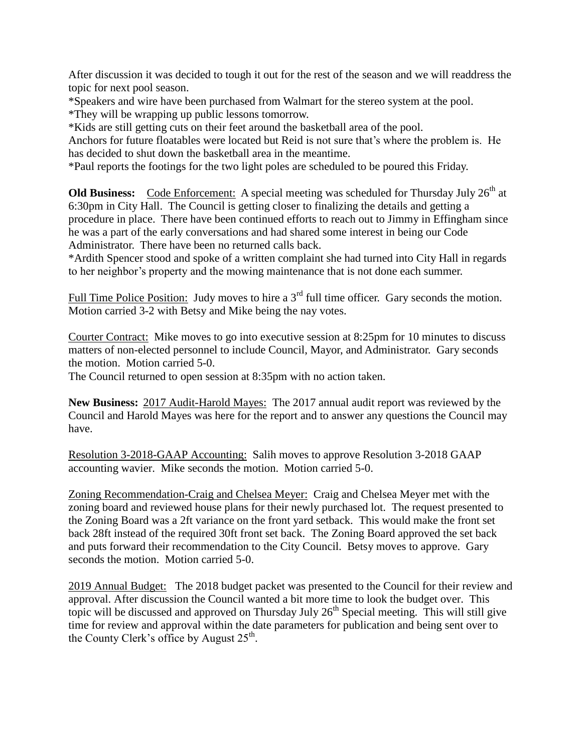After discussion it was decided to tough it out for the rest of the season and we will readdress the topic for next pool season.

*Speakers and wire have been purchased from Walmart for the stereo system at the pool.

*They will be wrapping up public lessons tomorrow.

*Kids are still getting cuts on their feet around the basketball area of the pool.

Anchors for future floatables were located but Reid is not sure that's where the problem is. He has decided to shut down the basketball area in the meantime.

*Paul reports the footings for the two light poles are scheduled to be poured this Friday.

**Old Business:** Code Enforcement: A special meeting was scheduled for Thursday July 26th at 6:30pm in City Hall. The Council is getting closer to finalizing the details and getting a procedure in place. There have been continued efforts to reach out to Jimmy in Effingham since he was a part of the early conversations and had shared some interest in being our Code Administrator. There have been no returned calls back.

*Ardith Spencer stood and spoke of a written complaint she had turned into City Hall in regards to her neighbor's property and the mowing maintenance that is not done each summer.

Full Time Police Position: Judy moves to hire a 3rd full time officer. Gary seconds the motion. Motion carried 3-2 with Betsy and Mike being the nay votes.

Courter Contract: Mike moves to go into executive session at 8:25pm for 10 minutes to discuss matters of non-elected personnel to include Council, Mayor, and Administrator. Gary seconds the motion. Motion carried 5-0.

The Council returned to open session at 8:35pm with no action taken.

**New Business:** 2017 Audit-Harold Mayes: The 2017 annual audit report was reviewed by the Council and Harold Mayes was here for the report and to answer any questions the Council may have.

Resolution 3-2018-GAAP Accounting: Salih moves to approve Resolution 3-2018 GAAP accounting wavier. Mike seconds the motion. Motion carried 5-0.

Zoning Recommendation-Craig and Chelsea Meyer: Craig and Chelsea Meyer met with the zoning board and reviewed house plans for their newly purchased lot. The request presented to the Zoning Board was a 2ft variance on the front yard setback. This would make the front set back 28ft instead of the required 30ft front set back. The Zoning Board approved the set back and puts forward their recommendation to the City Council. Betsy moves to approve. Gary seconds the motion. Motion carried 5-0.

2019 Annual Budget: The 2018 budget packet was presented to the Council for their review and approval. After discussion the Council wanted a bit more time to look the budget over. This topic will be discussed and approved on Thursday July 26th Special meeting. This will still give time for review and approval within the date parameters for publication and being sent over to the County Clerk's office by August 25th.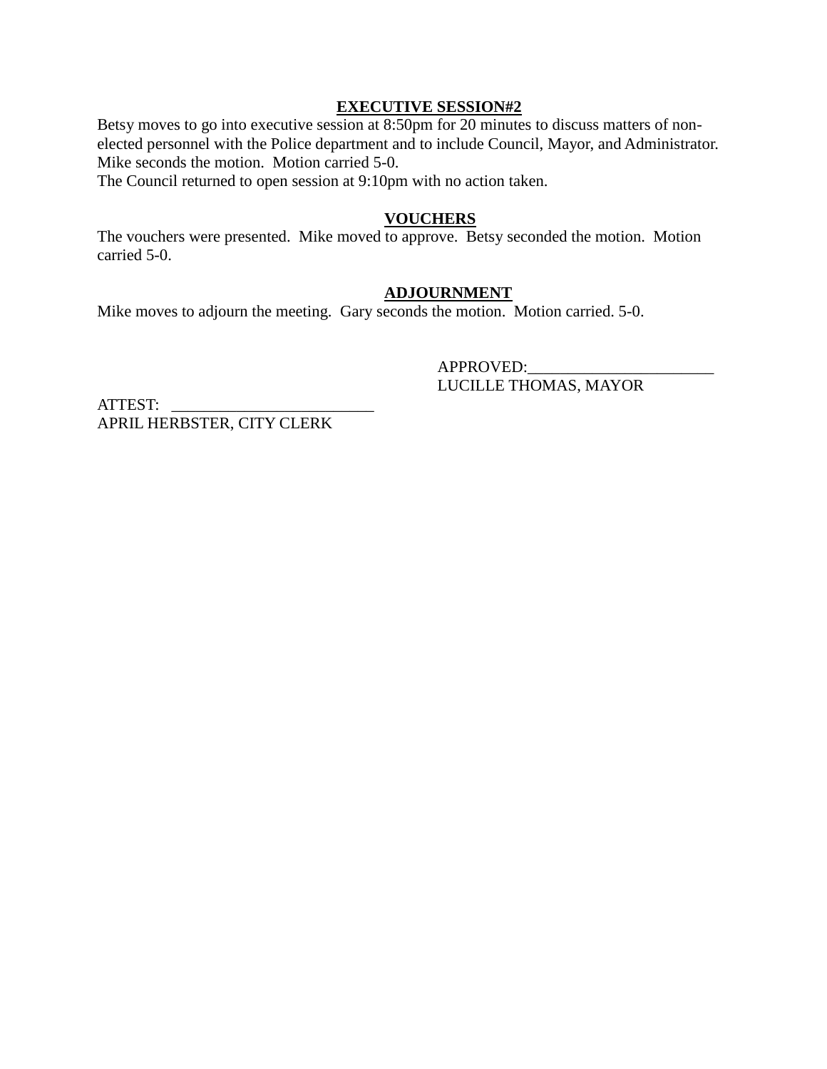**EXECUTIVE SESSION#2**

Betsy moves to go into executive session at 8:50pm for 20 minutes to discuss matters of non-elected personnel with the Police department and to include Council, Mayor, and Administrator. Mike seconds the motion. Motion carried 5-0.
The Council returned to open session at 9:10pm with no action taken.

**VOUCHERS**

The vouchers were presented. Mike moved to approve. Betsy seconded the motion. Motion carried 5-0.

**ADJOURNMENT**

Mike moves to adjourn the meeting. Gary seconds the motion. Motion carried. 5-0.

APPROVED:_______________________
LUCILLE THOMAS, MAYOR

ATTEST: _________________________
APRIL HERBSTER, CITY CLERK